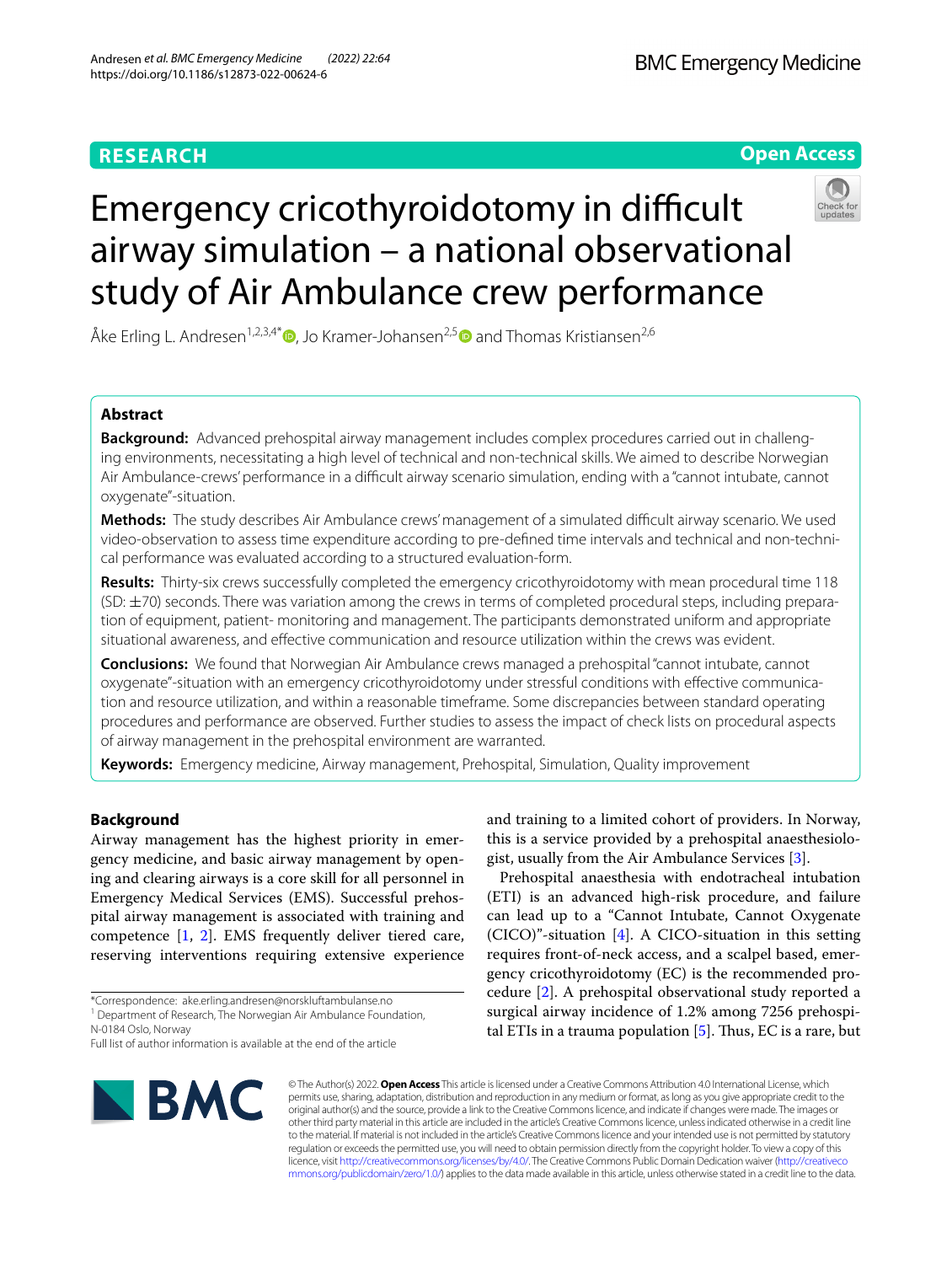RESEARCH

Open Access

# Emergency cricothyroidotomy in difficult airway simulation – a national observational study of Air Ambulance crew performance

Åke Erling L. Andresen[1,2,3,4*], Jo Kramer-Johansen[2,5] and Thomas Kristiansen[2,6]

## Abstract

**Background:** Advanced prehospital airway management includes complex procedures carried out in challenging environments, necessitating a high level of technical and non-technical skills. We aimed to describe Norwegian Air Ambulance-crews' performance in a difficult airway scenario simulation, ending with a "cannot intubate, cannot oxygenate"-situation.

**Methods:** The study describes Air Ambulance crews' management of a simulated difficult airway scenario. We used video-observation to assess time expenditure according to pre-defined time intervals and technical and non-technical performance was evaluated according to a structured evaluation-form.

**Results:** Thirty-six crews successfully completed the emergency cricothyroidotomy with mean procedural time 118 (SD: ±70) seconds. There was variation among the crews in terms of completed procedural steps, including preparation of equipment, patient- monitoring and management. The participants demonstrated uniform and appropriate situational awareness, and effective communication and resource utilization within the crews was evident.

**Conclusions:** We found that Norwegian Air Ambulance crews managed a prehospital "cannot intubate, cannot oxygenate"-situation with an emergency cricothyroidotomy under stressful conditions with effective communication and resource utilization, and within a reasonable timeframe. Some discrepancies between standard operating procedures and performance are observed. Further studies to assess the impact of check lists on procedural aspects of airway management in the prehospital environment are warranted.

**Keywords:** Emergency medicine, Airway management, Prehospital, Simulation, Quality improvement

## Background

Airway management has the highest priority in emergency medicine, and basic airway management by opening and clearing airways is a core skill for all personnel in Emergency Medical Services (EMS). Successful prehospital airway management is associated with training and competence [1, 2]. EMS frequently deliver tiered care, reserving interventions requiring extensive experience and training to a limited cohort of providers. In Norway, this is a service provided by a prehospital anaesthesiologist, usually from the Air Ambulance Services [3].

Prehospital anaesthesia with endotracheal intubation (ETI) is an advanced high-risk procedure, and failure can lead up to a "Cannot Intubate, Cannot Oxygenate (CICO)"-situation [4]. A CICO-situation in this setting requires front-of-neck access, and a scalpel based, emergency cricothyroidotomy (EC) is the recommended procedure [2]. A prehospital observational study reported a surgical airway incidence of 1.2% among 7256 prehospital ETIs in a trauma population [5]. Thus, EC is a rare, but

*Correspondence: ake.erling.andresen@norskluftambulanse.no
[1] Department of Research, The Norwegian Air Ambulance Foundation, N-0184 Oslo, Norway
Full list of author information is available at the end of the article

© The Author(s) 2022. **Open Access** This article is licensed under a Creative Commons Attribution 4.0 International License, which permits use, sharing, adaptation, distribution and reproduction in any medium or format, as long as you give appropriate credit to the original author(s) and the source, provide a link to the Creative Commons licence, and indicate if changes were made. The images or other third party material in this article are included in the article's Creative Commons licence, unless indicated otherwise in a credit line to the material. If material is not included in the article's Creative Commons licence and your intended use is not permitted by statutory regulation or exceeds the permitted use, you will need to obtain permission directly from the copyright holder. To view a copy of this licence, visit http://creativecommons.org/licenses/by/4.0/. The Creative Commons Public Domain Dedication waiver (http://creativecommons.org/publicdomain/zero/1.0/) applies to the data made available in this article, unless otherwise stated in a credit line to the data.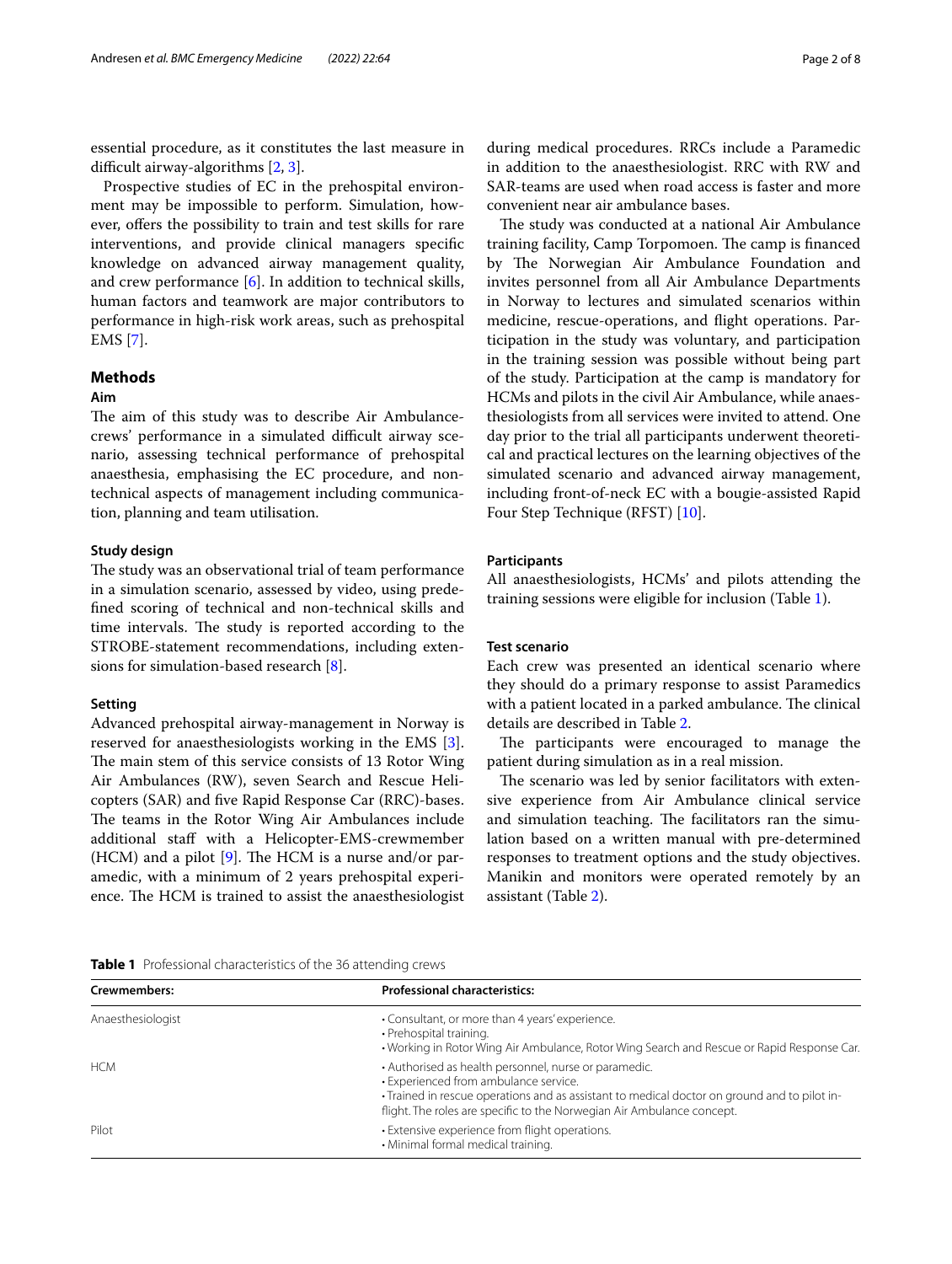essential procedure, as it constitutes the last measure in difficult airway-algorithms [2, 3].

Prospective studies of EC in the prehospital environment may be impossible to perform. Simulation, however, offers the possibility to train and test skills for rare interventions, and provide clinical managers specific knowledge on advanced airway management quality, and crew performance [6]. In addition to technical skills, human factors and teamwork are major contributors to performance in high-risk work areas, such as prehospital EMS [7].

## Methods

### Aim

The aim of this study was to describe Air Ambulance-crews' performance in a simulated difficult airway scenario, assessing technical performance of prehospital anaesthesia, emphasising the EC procedure, and non-technical aspects of management including communication, planning and team utilisation.

### Study design

The study was an observational trial of team performance in a simulation scenario, assessed by video, using predefined scoring of technical and non-technical skills and time intervals. The study is reported according to the STROBE-statement recommendations, including extensions for simulation-based research [8].

### Setting

Advanced prehospital airway-management in Norway is reserved for anaesthesiologists working in the EMS [3]. The main stem of this service consists of 13 Rotor Wing Air Ambulances (RW), seven Search and Rescue Helicopters (SAR) and five Rapid Response Car (RRC)-bases. The teams in the Rotor Wing Air Ambulances include additional staff with a Helicopter-EMS-crewmember (HCM) and a pilot [9]. The HCM is a nurse and/or paramedic, with a minimum of 2 years prehospital experience. The HCM is trained to assist the anaesthesiologist during medical procedures. RRCs include a Paramedic in addition to the anaesthesiologist. RRC with RW and SAR-teams are used when road access is faster and more convenient near air ambulance bases.

The study was conducted at a national Air Ambulance training facility, Camp Torpomoen. The camp is financed by The Norwegian Air Ambulance Foundation and invites personnel from all Air Ambulance Departments in Norway to lectures and simulated scenarios within medicine, rescue-operations, and flight operations. Participation in the study was voluntary, and participation in the training session was possible without being part of the study. Participation at the camp is mandatory for HCMs and pilots in the civil Air Ambulance, while anaesthesiologists from all services were invited to attend. One day prior to the trial all participants underwent theoretical and practical lectures on the learning objectives of the simulated scenario and advanced airway management, including front-of-neck EC with a bougie-assisted Rapid Four Step Technique (RFST) [10].

### Participants

All anaesthesiologists, HCMs' and pilots attending the training sessions were eligible for inclusion (Table 1).

### Test scenario

Each crew was presented an identical scenario where they should do a primary response to assist Paramedics with a patient located in a parked ambulance. The clinical details are described in Table 2.

The participants were encouraged to manage the patient during simulation as in a real mission.

The scenario was led by senior facilitators with extensive experience from Air Ambulance clinical service and simulation teaching. The facilitators ran the simulation based on a written manual with pre-determined responses to treatment options and the study objectives. Manikin and monitors were operated remotely by an assistant (Table 2).

**Table 1** Professional characteristics of the 36 attending crews

| Crewmembers: | Professional characteristics: |
|---|---|
| Anaesthesiologist | • Consultant, or more than 4 years' experience.<br>• Prehospital training.<br>• Working in Rotor Wing Air Ambulance, Rotor Wing Search and Rescue or Rapid Response Car. |
| HCM | • Authorised as health personnel, nurse or paramedic.<br>• Experienced from ambulance service.<br>• Trained in rescue operations and as assistant to medical doctor on ground and to pilot in-flight. The roles are specific to the Norwegian Air Ambulance concept. |
| Pilot | • Extensive experience from flight operations.<br>• Minimal formal medical training. |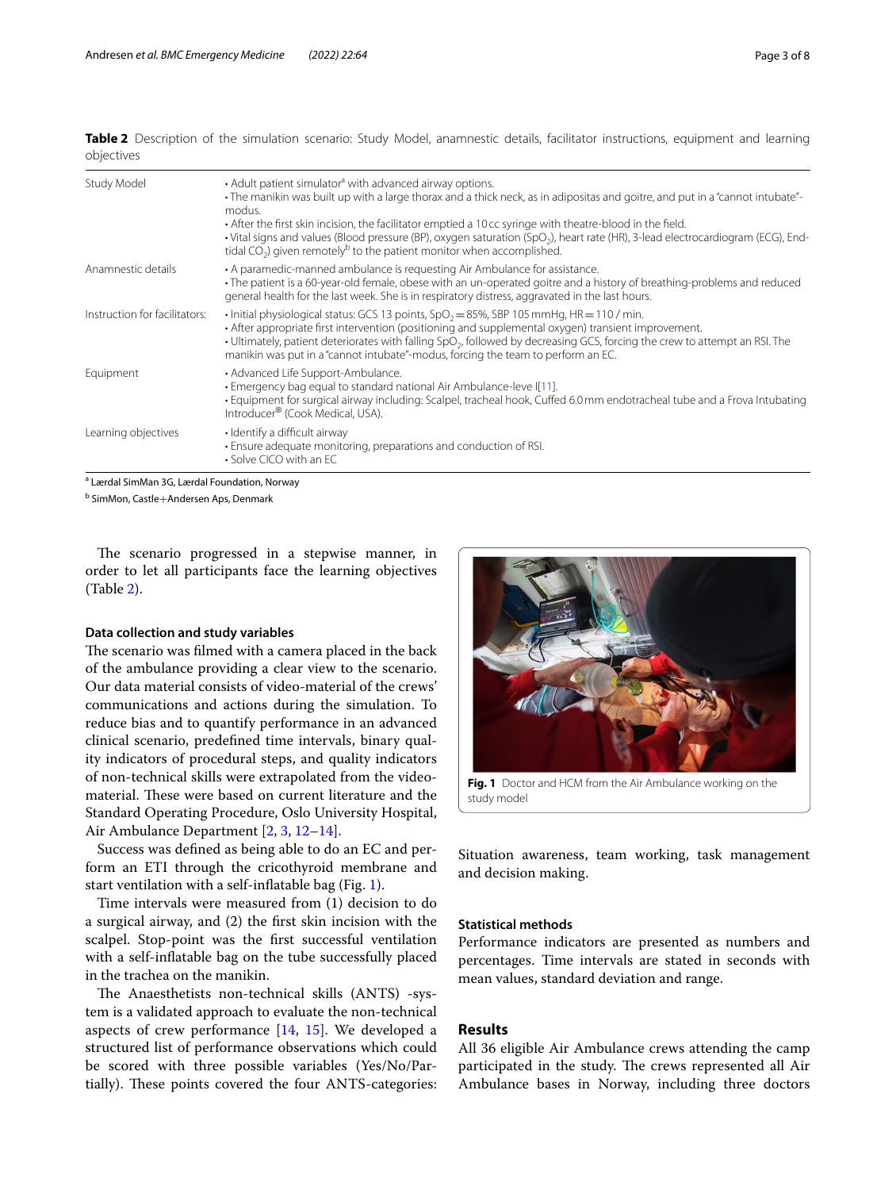**Table 2** Description of the simulation scenario: Study Model, anamnestic details, facilitator instructions, equipment and learning objectives

| | |
|---|---|
| Study Model | • Adult patient simulator[a] with advanced airway options.<br>• The manikin was built up with a large thorax and a thick neck, as in adipositas and goitre, and put in a "cannot intubate"-modus.<br>• After the first skin incision, the facilitator emptied a 10 cc syringe with theatre-blood in the field.<br>• Vital signs and values (Blood pressure (BP), oxygen saturation ($SpO_2$), heart rate (HR), 3-lead electrocardiogram (ECG), End-tidal $CO_2$) given remotely[b] to the patient monitor when accomplished. |
| Anamnestic details | • A paramedic-manned ambulance is requesting Air Ambulance for assistance.<br>• The patient is a 60-year-old female, obese with an un-operated goitre and a history of breathing-problems and reduced general health for the last week. She is in respiratory distress, aggravated in the last hours. |
| Instruction for facilitators: | • Initial physiological status: GCS 13 points, $SpO_2$ = 85%, SBP 105 mmHg, HR = 110 / min.<br>• After appropriate first intervention (positioning and supplemental oxygen) transient improvement.<br>• Ultimately, patient deteriorates with falling $SpO_2$, followed by decreasing GCS, forcing the crew to attempt an RSI. The manikin was put in a "cannot intubate"-modus, forcing the team to perform an EC. |
| Equipment | • Advanced Life Support-Ambulance.<br>• Emergency bag equal to standard national Air Ambulance-leve l[11].<br>• Equipment for surgical airway including: Scalpel, tracheal hook, Cuffed 6.0 mm endotracheal tube and a Frova Intubating Introducer® (Cook Medical, USA). |
| Learning objectives | • Identify a difficult airway<br>• Ensure adequate monitoring, preparations and conduction of RSI.<br>• Solve CICO with an EC |

[a] Lærdal SimMan 3G, Lærdal Foundation, Norway

[b] SimMon, Castle+Andersen Aps, Denmark

The scenario progressed in a stepwise manner, in order to let all participants face the learning objectives (Table 2).

### Data collection and study variables

The scenario was filmed with a camera placed in the back of the ambulance providing a clear view to the scenario. Our data material consists of video-material of the crews' communications and actions during the simulation. To reduce bias and to quantify performance in an advanced clinical scenario, predefined time intervals, binary quality indicators of procedural steps, and quality indicators of non-technical skills were extrapolated from the video-material. These were based on current literature and the Standard Operating Procedure, Oslo University Hospital, Air Ambulance Department [2, 3, 12–14].

Success was defined as being able to do an EC and perform an ETI through the cricothyroid membrane and start ventilation with a self-inflatable bag (Fig. 1).

Time intervals were measured from (1) decision to do a surgical airway, and (2) the first skin incision with the scalpel. Stop-point was the first successful ventilation with a self-inflatable bag on the tube successfully placed in the trachea on the manikin.

The Anaesthetists non-technical skills (ANTS) -system is a validated approach to evaluate the non-technical aspects of crew performance [14, 15]. We developed a structured list of performance observations which could be scored with three possible variables (Yes/No/Partially). These points covered the four ANTS-categories: Situation awareness, team working, task management and decision making.

**Fig. 1** Doctor and HCM from the Air Ambulance working on the study model

### Statistical methods

Performance indicators are presented as numbers and percentages. Time intervals are stated in seconds with mean values, standard deviation and range.

## Results

All 36 eligible Air Ambulance crews attending the camp participated in the study. The crews represented all Air Ambulance bases in Norway, including three doctors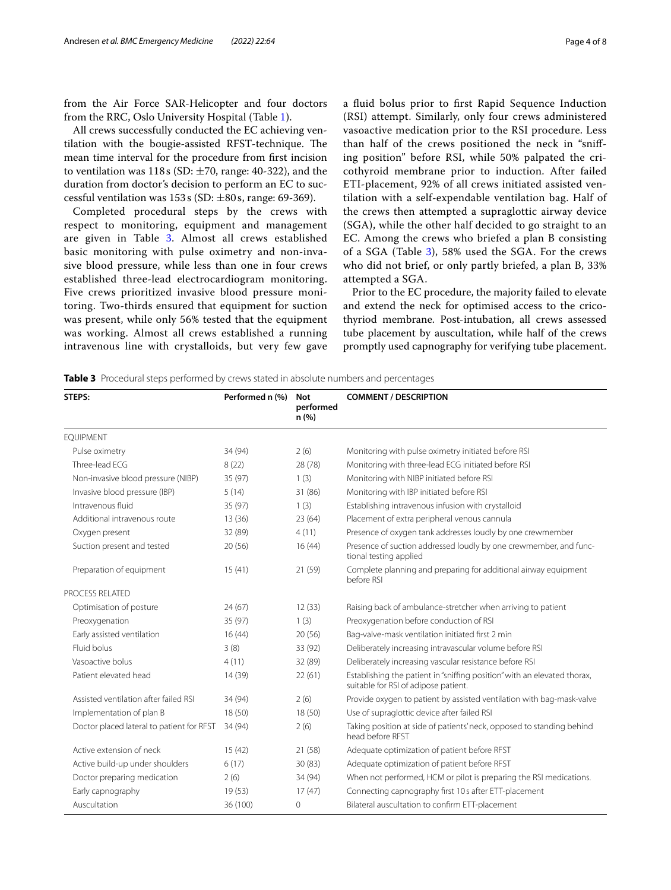from the Air Force SAR-Helicopter and four doctors from the RRC, Oslo University Hospital (Table 1).

All crews successfully conducted the EC achieving ventilation with the bougie-assisted RFST-technique. The mean time interval for the procedure from first incision to ventilation was 118 s (SD: ±70, range: 40-322), and the duration from doctor's decision to perform an EC to successful ventilation was 153 s (SD: ±80 s, range: 69-369).

Completed procedural steps by the crews with respect to monitoring, equipment and management are given in Table 3. Almost all crews established basic monitoring with pulse oximetry and non-invasive blood pressure, while less than one in four crews established three-lead electrocardiogram monitoring. Five crews prioritized invasive blood pressure monitoring. Two-thirds ensured that equipment for suction was present, while only 56% tested that the equipment was working. Almost all crews established a running intravenous line with crystalloids, but very few gave a fluid bolus prior to first Rapid Sequence Induction (RSI) attempt. Similarly, only four crews administered vasoactive medication prior to the RSI procedure. Less than half of the crews positioned the neck in "sniffing position" before RSI, while 50% palpated the cricothyroid membrane prior to induction. After failed ETI-placement, 92% of all crews initiated assisted ventilation with a self-expendable ventilation bag. Half of the crews then attempted a supraglottic airway device (SGA), while the other half decided to go straight to an EC. Among the crews who briefed a plan B consisting of a SGA (Table 3), 58% used the SGA. For the crews who did not brief, or only partly briefed, a plan B, 33% attempted a SGA.

Prior to the EC procedure, the majority failed to elevate and extend the neck for optimised access to the cricothyroid membrane. Post-intubation, all crews assessed tube placement by auscultation, while half of the crews promptly used capnography for verifying tube placement.

**Table 3** Procedural steps performed by crews stated in absolute numbers and percentages

| STEPS: | Performed n (%) | Not performed n (%) | COMMENT / DESCRIPTION |
|---|---|---|---|
| EQUIPMENT | | | |
| Pulse oximetry | 34 (94) | 2 (6) | Monitoring with pulse oximetry initiated before RSI |
| Three-lead ECG | 8 (22) | 28 (78) | Monitoring with three-lead ECG initiated before RSI |
| Non-invasive blood pressure (NIBP) | 35 (97) | 1 (3) | Monitoring with NIBP initiated before RSI |
| Invasive blood pressure (IBP) | 5 (14) | 31 (86) | Monitoring with IBP initiated before RSI |
| Intravenous fluid | 35 (97) | 1 (3) | Establishing intravenous infusion with crystalloid |
| Additional intravenous route | 13 (36) | 23 (64) | Placement of extra peripheral venous cannula |
| Oxygen present | 32 (89) | 4 (11) | Presence of oxygen tank addresses loudly by one crewmember |
| Suction present and tested | 20 (56) | 16 (44) | Presence of suction addressed loudly by one crewmember, and functional testing applied |
| Preparation of equipment | 15 (41) | 21 (59) | Complete planning and preparing for additional airway equipment before RSI |
| PROCESS RELATED | | | |
| Optimisation of posture | 24 (67) | 12 (33) | Raising back of ambulance-stretcher when arriving to patient |
| Preoxygenation | 35 (97) | 1 (3) | Preoxygenation before conduction of RSI |
| Early assisted ventilation | 16 (44) | 20 (56) | Bag-valve-mask ventilation initiated first 2 min |
| Fluid bolus | 3 (8) | 33 (92) | Deliberately increasing intravascular volume before RSI |
| Vasoactive bolus | 4 (11) | 32 (89) | Deliberately increasing vascular resistance before RSI |
| Patient elevated head | 14 (39) | 22 (61) | Establishing the patient in "sniffing position" with an elevated thorax, suitable for RSI of adipose patient. |
| Assisted ventilation after failed RSI | 34 (94) | 2 (6) | Provide oxygen to patient by assisted ventilation with bag-mask-valve |
| Implementation of plan B | 18 (50) | 18 (50) | Use of supraglottic device after failed RSI |
| Doctor placed lateral to patient for RFST | 34 (94) | 2 (6) | Taking position at side of patients' neck, opposed to standing behind head before RFST |
| Active extension of neck | 15 (42) | 21 (58) | Adequate optimization of patient before RFST |
| Active build-up under shoulders | 6 (17) | 30 (83) | Adequate optimization of patient before RFST |
| Doctor preparing medication | 2 (6) | 34 (94) | When not performed, HCM or pilot is preparing the RSI medications. |
| Early capnography | 19 (53) | 17 (47) | Connecting capnography first 10 s after ETT-placement |
| Auscultation | 36 (100) | 0 | Bilateral auscultation to confirm ETT-placement |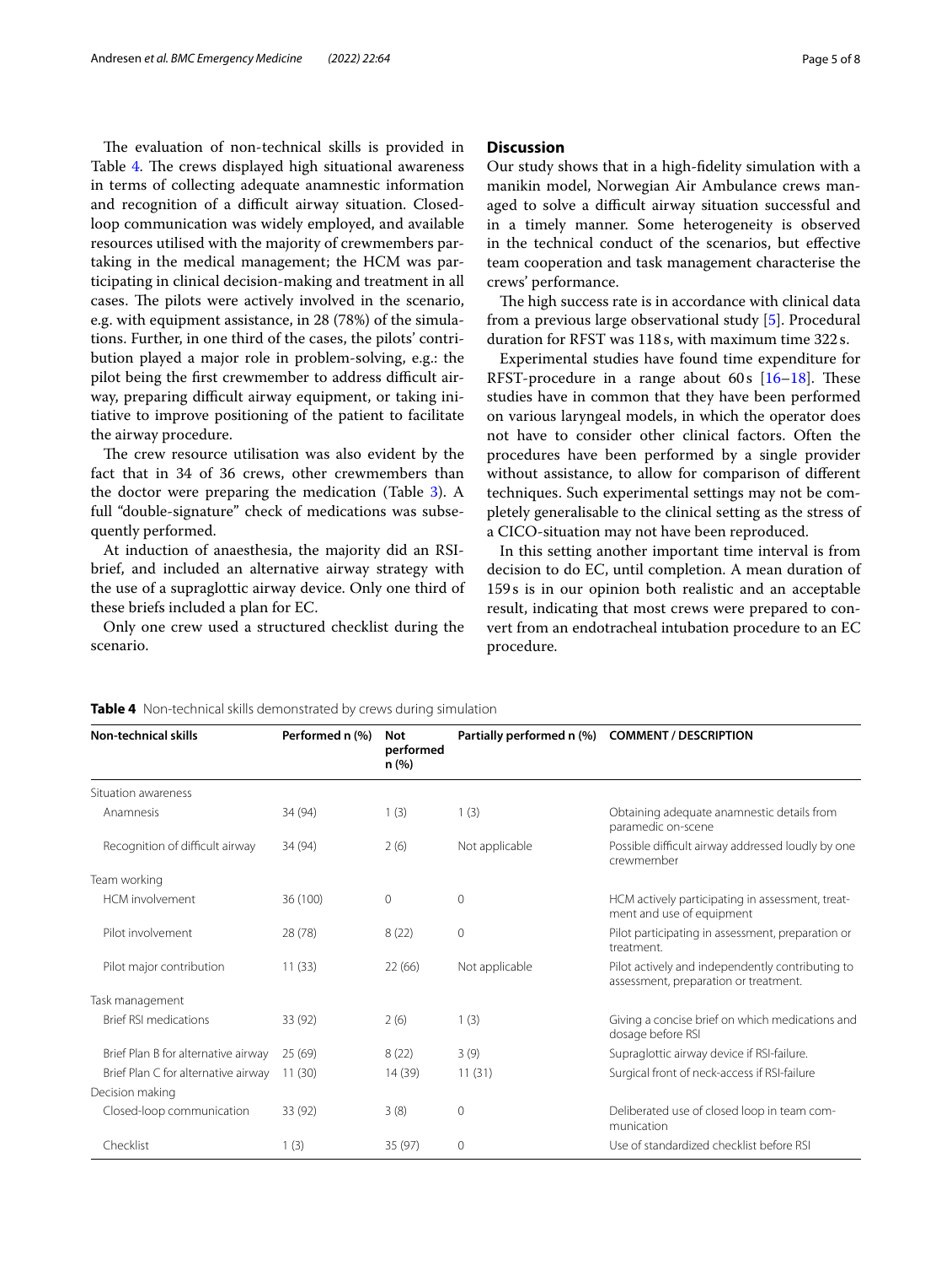The evaluation of non-technical skills is provided in Table 4. The crews displayed high situational awareness in terms of collecting adequate anamnestic information and recognition of a difficult airway situation. Closed-loop communication was widely employed, and available resources utilised with the majority of crewmembers partaking in the medical management; the HCM was participating in clinical decision-making and treatment in all cases. The pilots were actively involved in the scenario, e.g. with equipment assistance, in 28 (78%) of the simulations. Further, in one third of the cases, the pilots' contribution played a major role in problem-solving, e.g.: the pilot being the first crewmember to address difficult airway, preparing difficult airway equipment, or taking initiative to improve positioning of the patient to facilitate the airway procedure.

The crew resource utilisation was also evident by the fact that in 34 of 36 crews, other crewmembers than the doctor were preparing the medication (Table 3). A full "double-signature" check of medications was subsequently performed.

At induction of anaesthesia, the majority did an RSI-brief, and included an alternative airway strategy with the use of a supraglottic airway device. Only one third of these briefs included a plan for EC.

Only one crew used a structured checklist during the scenario.

## Discussion

Our study shows that in a high-fidelity simulation with a manikin model, Norwegian Air Ambulance crews managed to solve a difficult airway situation successful and in a timely manner. Some heterogeneity is observed in the technical conduct of the scenarios, but effective team cooperation and task management characterise the crews' performance.

The high success rate is in accordance with clinical data from a previous large observational study [5]. Procedural duration for RFST was 118 s, with maximum time 322 s.

Experimental studies have found time expenditure for RFST-procedure in a range about 60 s [16–18]. These studies have in common that they have been performed on various laryngeal models, in which the operator does not have to consider other clinical factors. Often the procedures have been performed by a single provider without assistance, to allow for comparison of different techniques. Such experimental settings may not be completely generalisable to the clinical setting as the stress of a CICO-situation may not have been reproduced.

In this setting another important time interval is from decision to do EC, until completion. A mean duration of 159 s is in our opinion both realistic and an acceptable result, indicating that most crews were prepared to convert from an endotracheal intubation procedure to an EC procedure.

**Table 4** Non-technical skills demonstrated by crews during simulation

| Non-technical skills | Performed n (%) | Not performed n (%) | Partially performed n (%) | COMMENT / DESCRIPTION |
|---|---|---|---|---|
| Situation awareness | | | | |
| Anamnesis | 34 (94) | 1 (3) | 1 (3) | Obtaining adequate anamnestic details from paramedic on-scene |
| Recognition of difficult airway | 34 (94) | 2 (6) | Not applicable | Possible difficult airway addressed loudly by one crewmember |
| Team working | | | | |
| HCM involvement | 36 (100) | 0 | 0 | HCM actively participating in assessment, treatment and use of equipment |
| Pilot involvement | 28 (78) | 8 (22) | 0 | Pilot participating in assessment, preparation or treatment. |
| Pilot major contribution | 11 (33) | 22 (66) | Not applicable | Pilot actively and independently contributing to assessment, preparation or treatment. |
| Task management | | | | |
| Brief RSI medications | 33 (92) | 2 (6) | 1 (3) | Giving a concise brief on which medications and dosage before RSI |
| Brief Plan B for alternative airway | 25 (69) | 8 (22) | 3 (9) | Supraglottic airway device if RSI-failure. |
| Brief Plan C for alternative airway | 11 (30) | 14 (39) | 11 (31) | Surgical front of neck-access if RSI-failure |
| Decision making | | | | |
| Closed-loop communication | 33 (92) | 3 (8) | 0 | Deliberated use of closed loop in team communication |
| Checklist | 1 (3) | 35 (97) | 0 | Use of standardized checklist before RSI |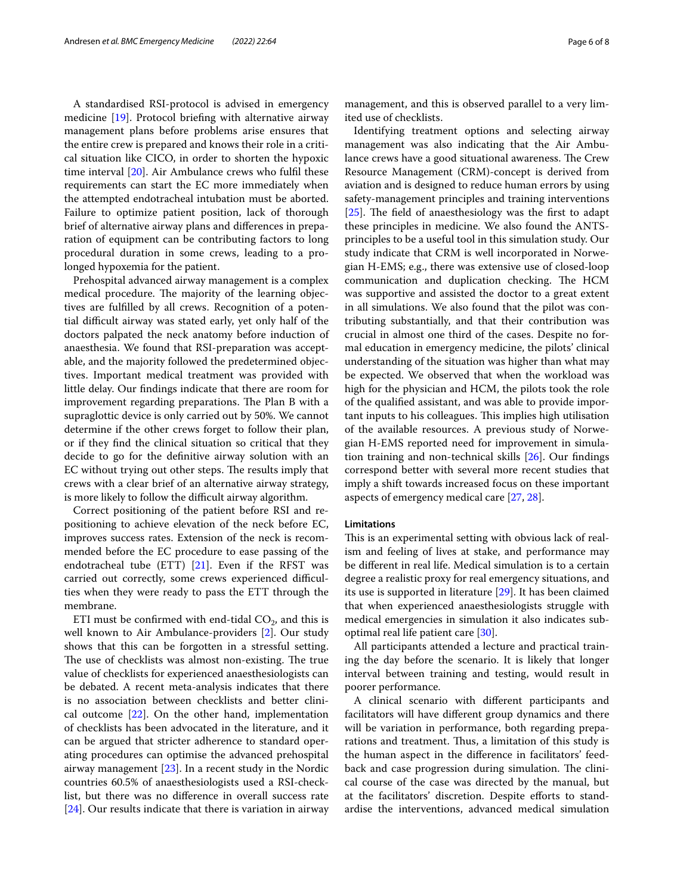A standardised RSI-protocol is advised in emergency medicine [19]. Protocol briefing with alternative airway management plans before problems arise ensures that the entire crew is prepared and knows their role in a critical situation like CICO, in order to shorten the hypoxic time interval [20]. Air Ambulance crews who fulfil these requirements can start the EC more immediately when the attempted endotracheal intubation must be aborted. Failure to optimize patient position, lack of thorough brief of alternative airway plans and differences in preparation of equipment can be contributing factors to long procedural duration in some crews, leading to a prolonged hypoxemia for the patient.

Prehospital advanced airway management is a complex medical procedure. The majority of the learning objectives are fulfilled by all crews. Recognition of a potential difficult airway was stated early, yet only half of the doctors palpated the neck anatomy before induction of anaesthesia. We found that RSI-preparation was acceptable, and the majority followed the predetermined objectives. Important medical treatment was provided with little delay. Our findings indicate that there are room for improvement regarding preparations. The Plan B with a supraglottic device is only carried out by 50%. We cannot determine if the other crews forget to follow their plan, or if they find the clinical situation so critical that they decide to go for the definitive airway solution with an EC without trying out other steps. The results imply that crews with a clear brief of an alternative airway strategy, is more likely to follow the difficult airway algorithm.

Correct positioning of the patient before RSI and re-positioning to achieve elevation of the neck before EC, improves success rates. Extension of the neck is recommended before the EC procedure to ease passing of the endotracheal tube (ETT) [21]. Even if the RFST was carried out correctly, some crews experienced difficulties when they were ready to pass the ETT through the membrane.

ETI must be confirmed with end-tidal $CO_2$, and this is well known to Air Ambulance-providers [2]. Our study shows that this can be forgotten in a stressful setting. The use of checklists was almost non-existing. The true value of checklists for experienced anaesthesiologists can be debated. A recent meta-analysis indicates that there is no association between checklists and better clinical outcome [22]. On the other hand, implementation of checklists has been advocated in the literature, and it can be argued that stricter adherence to standard operating procedures can optimise the advanced prehospital airway management [23]. In a recent study in the Nordic countries 60.5% of anaesthesiologists used a RSI-checklist, but there was no difference in overall success rate [24]. Our results indicate that there is variation in airway management, and this is observed parallel to a very limited use of checklists.

Identifying treatment options and selecting airway management was also indicating that the Air Ambulance crews have a good situational awareness. The Crew Resource Management (CRM)-concept is derived from aviation and is designed to reduce human errors by using safety-management principles and training interventions [25]. The field of anaesthesiology was the first to adapt these principles in medicine. We also found the ANTS-principles to be a useful tool in this simulation study. Our study indicate that CRM is well incorporated in Norwegian H-EMS; e.g., there was extensive use of closed-loop communication and duplication checking. The HCM was supportive and assisted the doctor to a great extent in all simulations. We also found that the pilot was contributing substantially, and that their contribution was crucial in almost one third of the cases. Despite no formal education in emergency medicine, the pilots' clinical understanding of the situation was higher than what may be expected. We observed that when the workload was high for the physician and HCM, the pilots took the role of the qualified assistant, and was able to provide important inputs to his colleagues. This implies high utilisation of the available resources. A previous study of Norwegian H-EMS reported need for improvement in simulation training and non-technical skills [26]. Our findings correspond better with several more recent studies that imply a shift towards increased focus on these important aspects of emergency medical care [27, 28].

### Limitations

This is an experimental setting with obvious lack of realism and feeling of lives at stake, and performance may be different in real life. Medical simulation is to a certain degree a realistic proxy for real emergency situations, and its use is supported in literature [29]. It has been claimed that when experienced anaesthesiologists struggle with medical emergencies in simulation it also indicates suboptimal real life patient care [30].

All participants attended a lecture and practical training the day before the scenario. It is likely that longer interval between training and testing, would result in poorer performance.

A clinical scenario with different participants and facilitators will have different group dynamics and there will be variation in performance, both regarding preparations and treatment. Thus, a limitation of this study is the human aspect in the difference in facilitators' feedback and case progression during simulation. The clinical course of the case was directed by the manual, but at the facilitators' discretion. Despite efforts to standardise the interventions, advanced medical simulation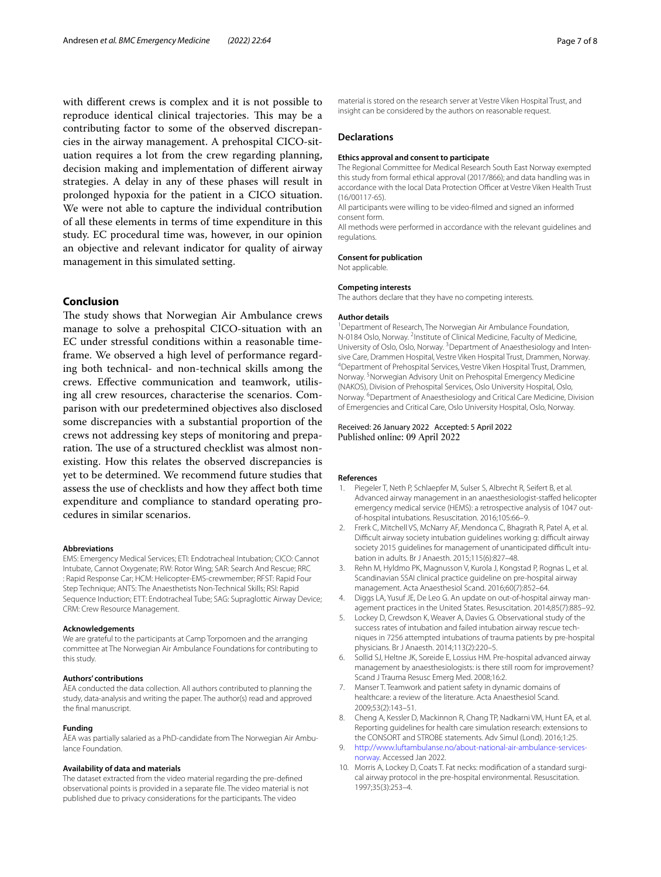with different crews is complex and it is not possible to reproduce identical clinical trajectories. This may be a contributing factor to some of the observed discrepancies in the airway management. A prehospital CICO-situation requires a lot from the crew regarding planning, decision making and implementation of different airway strategies. A delay in any of these phases will result in prolonged hypoxia for the patient in a CICO situation. We were not able to capture the individual contribution of all these elements in terms of time expenditure in this study. EC procedural time was, however, in our opinion an objective and relevant indicator for quality of airway management in this simulated setting.

## Conclusion

The study shows that Norwegian Air Ambulance crews manage to solve a prehospital CICO-situation with an EC under stressful conditions within a reasonable timeframe. We observed a high level of performance regarding both technical- and non-technical skills among the crews. Effective communication and teamwork, utilising all crew resources, characterise the scenarios. Comparison with our predetermined objectives also disclosed some discrepancies with a substantial proportion of the crews not addressing key steps of monitoring and preparation. The use of a structured checklist was almost non-existing. How this relates the observed discrepancies is yet to be determined. We recommend future studies that assess the use of checklists and how they affect both time expenditure and compliance to standard operating procedures in similar scenarios.

#### Abbreviations

EMS: Emergency Medical Services; ETI: Endotracheal Intubation; CICO: Cannot Intubate, Cannot Oxygenate; RW: Rotor Wing; SAR: Search And Rescue; RRC : Rapid Response Car; HCM: Helicopter-EMS-crewmember; RFST: Rapid Four Step Technique; ANTS: The Anaesthetists Non-Technical Skills; RSI: Rapid Sequence Induction; ETT: Endotracheal Tube; SAG: Supraglottic Airway Device; CRM: Crew Resource Management.

#### Acknowledgements

We are grateful to the participants at Camp Torpomoen and the arranging committee at The Norwegian Air Ambulance Foundations for contributing to this study.

#### Authors' contributions

ÅEA conducted the data collection. All authors contributed to planning the study, data-analysis and writing the paper. The author(s) read and approved the final manuscript.

#### Funding

ÅEA was partially salaried as a PhD-candidate from The Norwegian Air Ambulance Foundation.

#### Availability of data and materials

The dataset extracted from the video material regarding the pre-defined observational points is provided in a separate file. The video material is not published due to privacy considerations for the participants. The video material is stored on the research server at Vestre Viken Hospital Trust, and insight can be considered by the authors on reasonable request.

## Declarations

#### Ethics approval and consent to participate

The Regional Committee for Medical Research South East Norway exempted this study from formal ethical approval (2017/866); and data handling was in accordance with the local Data Protection Officer at Vestre Viken Health Trust (16/00117-65).

All participants were willing to be video-filmed and signed an informed consent form.

All methods were performed in accordance with the relevant guidelines and regulations.

#### Consent for publication

Not applicable.

#### Competing interests

The authors declare that they have no competing interests.

#### Author details

[1]Department of Research, The Norwegian Air Ambulance Foundation, N-0184 Oslo, Norway. [2]Institute of Clinical Medicine, Faculty of Medicine, University of Oslo, Oslo, Norway. [3]Department of Anaesthesiology and Intensive Care, Drammen Hospital, Vestre Viken Hospital Trust, Drammen, Norway. [4]Department of Prehospital Services, Vestre Viken Hospital Trust, Drammen, Norway. [5]Norwegian Advisory Unit on Prehospital Emergency Medicine (NAKOS), Division of Prehospital Services, Oslo University Hospital, Oslo, Norway. [6]Department of Anaesthesiology and Critical Care Medicine, Division of Emergencies and Critical Care, Oslo University Hospital, Oslo, Norway.

Received: 26 January 2022 Accepted: 5 April 2022
Published online: 09 April 2022

#### References

1. Piegeler T, Neth P, Schlaepfer M, Sulser S, Albrecht R, Seifert B, et al. Advanced airway management in an anaesthesiologist-staffed helicopter emergency medical service (HEMS): a retrospective analysis of 1047 out-of-hospital intubations. Resuscitation. 2016;105:66–9.
2. Frerk C, Mitchell VS, McNarry AF, Mendonca C, Bhagrath R, Patel A, et al. Difficult airway society intubation guidelines working g: difficult airway society 2015 guidelines for management of unanticipated difficult intubation in adults. Br J Anaesth. 2015;115(6):827–48.
3. Rehn M, Hyldmo PK, Magnusson V, Kurola J, Kongstad P, Rognas L, et al. Scandinavian SSAI clinical practice guideline on pre-hospital airway management. Acta Anaesthesiol Scand. 2016;60(7):852–64.
4. Diggs LA, Yusuf JE, De Leo G. An update on out-of-hospital airway management practices in the United States. Resuscitation. 2014;85(7):885–92.
5. Lockey D, Crewdson K, Weaver A, Davies G. Observational study of the success rates of intubation and failed intubation airway rescue techniques in 7256 attempted intubations of trauma patients by pre-hospital physicians. Br J Anaesth. 2014;113(2):220–5.
6. Sollid SJ, Heltne JK, Soreide E, Lossius HM. Pre-hospital advanced airway management by anaesthesiologists: is there still room for improvement? Scand J Trauma Resusc Emerg Med. 2008;16:2.
7. Manser T. Teamwork and patient safety in dynamic domains of healthcare: a review of the literature. Acta Anaesthesiol Scand. 2009;53(2):143–51.
8. Cheng A, Kessler D, Mackinnon R, Chang TP, Nadkarni VM, Hunt EA, et al. Reporting guidelines for health care simulation research: extensions to the CONSORT and STROBE statements. Adv Simul (Lond). 2016;1:25.
9. http://www.luftambulanse.no/about-national-air-ambulance-services-norway. Accessed Jan 2022.
10. Morris A, Lockey D, Coats T. Fat necks: modification of a standard surgical airway protocol in the pre-hospital environmental. Resuscitation. 1997;35(3):253–4.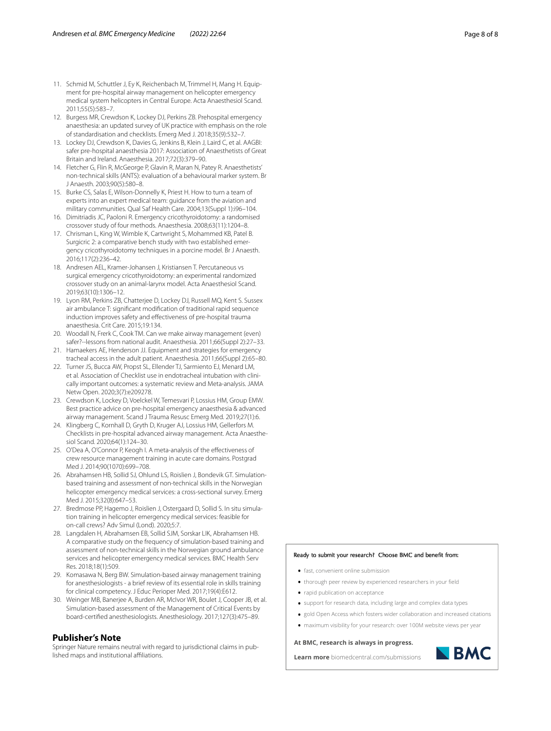11. Schmid M, Schuttler J, Ey K, Reichenbach M, Trimmel H, Mang H. Equipment for pre-hospital airway management on helicopter emergency medical system helicopters in Central Europe. Acta Anaesthesiol Scand. 2011;55(5):583–7.
12. Burgess MR, Crewdson K, Lockey DJ, Perkins ZB. Prehospital emergency anaesthesia: an updated survey of UK practice with emphasis on the role of standardisation and checklists. Emerg Med J. 2018;35(9):532–7.
13. Lockey DJ, Crewdson K, Davies G, Jenkins B, Klein J, Laird C, et al. AAGBI: safer pre-hospital anaesthesia 2017: Association of Anaesthetists of Great Britain and Ireland. Anaesthesia. 2017;72(3):379–90.
14. Fletcher G, Flin R, McGeorge P, Glavin R, Maran N, Patey R. Anaesthetists' non-technical skills (ANTS): evaluation of a behavioural marker system. Br J Anaesth. 2003;90(5):580–8.
15. Burke CS, Salas E, Wilson-Donnelly K, Priest H. How to turn a team of experts into an expert medical team: guidance from the aviation and military communities. Qual Saf Health Care. 2004;13(Suppl 1):i96–104.
16. Dimitriadis JC, Paoloni R. Emergency cricothyroidotomy: a randomised crossover study of four methods. Anaesthesia. 2008;63(11):1204–8.
17. Chrisman L, King W, Wimble K, Cartwright S, Mohammed KB, Patel B. Surgicric 2: a comparative bench study with two established emergency cricothyroidotomy techniques in a porcine model. Br J Anaesth. 2016;117(2):236–42.
18. Andresen AEL, Kramer-Johansen J, Kristiansen T. Percutaneous vs surgical emergency cricothyroidotomy: an experimental randomized crossover study on an animal-larynx model. Acta Anaesthesiol Scand. 2019;63(10):1306–12.
19. Lyon RM, Perkins ZB, Chatterjee D, Lockey DJ, Russell MQ, Kent S. Sussex air ambulance T: significant modification of traditional rapid sequence induction improves safety and effectiveness of pre-hospital trauma anaesthesia. Crit Care. 2015;19:134.
20. Woodall N, Frerk C, Cook TM. Can we make airway management (even) safer?--lessons from national audit. Anaesthesia. 2011;66(Suppl 2):27–33.
21. Hamaekers AE, Henderson JJ. Equipment and strategies for emergency tracheal access in the adult patient. Anaesthesia. 2011;66(Suppl 2):65–80.
22. Turner JS, Bucca AW, Propst SL, Ellender TJ, Sarmiento EJ, Menard LM, et al. Association of Checklist use in endotracheal intubation with clinically important outcomes: a systematic review and Meta-analysis. JAMA Netw Open. 2020;3(7):e209278.
23. Crewdson K, Lockey D, Voelckel W, Temesvari P, Lossius HM, Group EMW. Best practice advice on pre-hospital emergency anaesthesia & advanced airway management. Scand J Trauma Resusc Emerg Med. 2019;27(1):6.
24. Klingberg C, Kornhall D, Gryth D, Kruger AJ, Lossius HM, Gellerfors M. Checklists in pre-hospital advanced airway management. Acta Anaesthesiol Scand. 2020;64(1):124–30.
25. O'Dea A, O'Connor P, Keogh I. A meta-analysis of the effectiveness of crew resource management training in acute care domains. Postgrad Med J. 2014;90(1070):699–708.
26. Abrahamsen HB, Sollid SJ, Ohlund LS, Roislien J, Bondevik GT. Simulation-based training and assessment of non-technical skills in the Norwegian helicopter emergency medical services: a cross-sectional survey. Emerg Med J. 2015;32(8):647–53.
27. Bredmose PP, Hagemo J, Roislien J, Ostergaard D, Sollid S. In situ simulation training in helicopter emergency medical services: feasible for on-call crews? Adv Simul (Lond). 2020;5:7.
28. Langdalen H, Abrahamsen EB, Sollid SJM, Sorskar LIK, Abrahamsen HB. A comparative study on the frequency of simulation-based training and assessment of non-technical skills in the Norwegian ground ambulance services and helicopter emergency medical services. BMC Health Serv Res. 2018;18(1):509.
29. Komasawa N, Berg BW. Simulation-based airway management training for anesthesiologists - a brief review of its essential role in skills training for clinical competency. J Educ Perioper Med. 2017;19(4):E612.
30. Weinger MB, Banerjee A, Burden AR, McIvor WR, Boulet J, Cooper JB, et al. Simulation-based assessment of the Management of Critical Events by board-certified anesthesiologists. Anesthesiology. 2017;127(3):475–89.

## Publisher's Note

Springer Nature remains neutral with regard to jurisdictional claims in published maps and institutional affiliations.

Ready to submit your research? Choose BMC and benefit from:

- fast, convenient online submission
- thorough peer review by experienced researchers in your field
- rapid publication on acceptance
- support for research data, including large and complex data types
- gold Open Access which fosters wider collaboration and increased citations
- maximum visibility for your research: over 100M website views per year

**At BMC, research is always in progress.**

**Learn more** biomedcentral.com/submissions

BMC